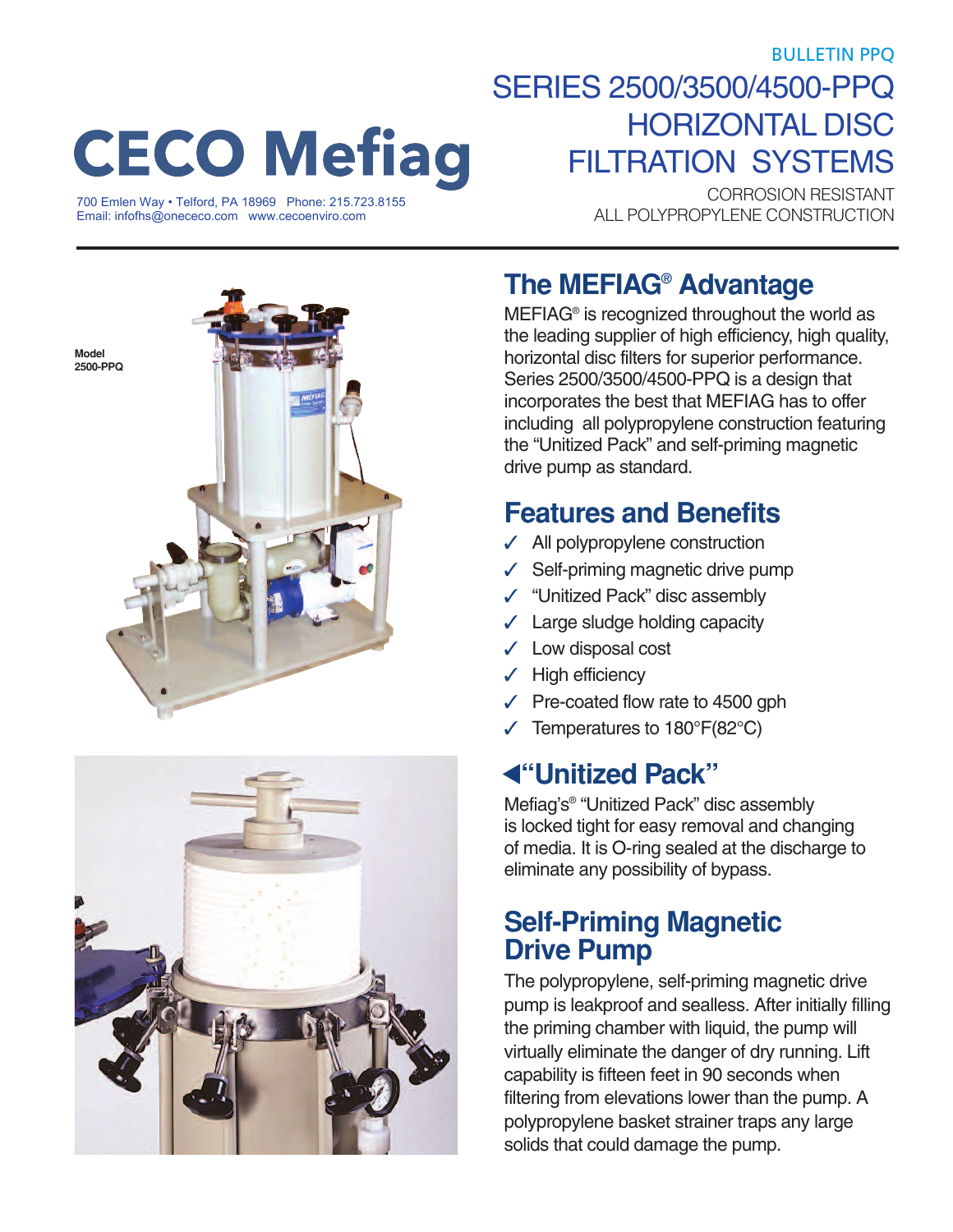BULLETIN PPQ

# SERIES 2500/3500/4500-PPQ HORIZONTAL DISC FILTRATION SYSTEMS

CORROSION RESISTANT
ALL POLYPROPYLENE CONSTRUCTION

**CECO Mefiag**

700 Emlen Way • Telford, PA 18969 Phone: 215.723.8155
Email: infofhs@onececo.com www.cecoenviro.com

Model 2500-PPQ

## The MEFIAG® Advantage

MEFIAG® is recognized throughout the world as the leading supplier of high efficiency, high quality, horizontal disc filters for superior performance. Series 2500/3500/4500-PPQ is a design that incorporates the best that MEFIAG has to offer including all polypropylene construction featuring the "Unitized Pack" and self-priming magnetic drive pump as standard.

## Features and Benefits

- ✓ All polypropylene construction
- ✓ Self-priming magnetic drive pump
- ✓ "Unitized Pack" disc assembly
- ✓ Large sludge holding capacity
- ✓ Low disposal cost
- ✓ High efficiency
- ✓ Pre-coated flow rate to 4500 gph
- ✓ Temperatures to 180°F(82°C)

## ◀"Unitized Pack"

Mefiag's® "Unitized Pack" disc assembly is locked tight for easy removal and changing of media. It is O-ring sealed at the discharge to eliminate any possibility of bypass.

## Self-Priming Magnetic Drive Pump

The polypropylene, self-priming magnetic drive pump is leakproof and sealless. After initially filling the priming chamber with liquid, the pump will virtually eliminate the danger of dry running. Lift capability is fifteen feet in 90 seconds when filtering from elevations lower than the pump. A polypropylene basket strainer traps any large solids that could damage the pump.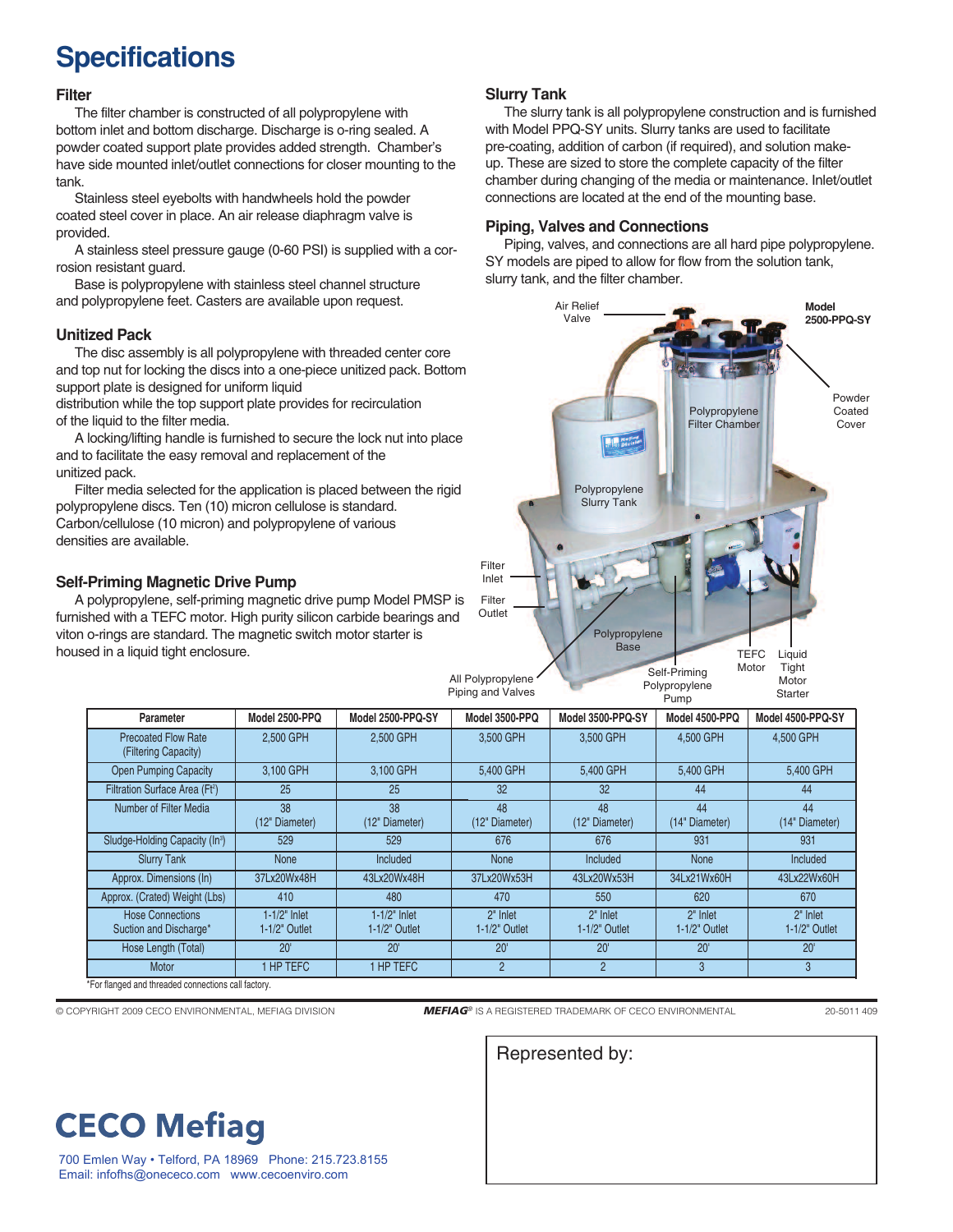# Specifications

### Filter

The filter chamber is constructed of all polypropylene with bottom inlet and bottom discharge. Discharge is o-ring sealed. A powder coated support plate provides added strength. Chamber's have side mounted inlet/outlet connections for closer mounting to the tank.

Stainless steel eyebolts with handwheels hold the powder coated steel cover in place. An air release diaphragm valve is provided.

A stainless steel pressure gauge (0-60 PSI) is supplied with a corrosion resistant guard.

Base is polypropylene with stainless steel channel structure and polypropylene feet. Casters are available upon request.

### Unitized Pack

The disc assembly is all polypropylene with threaded center core and top nut for locking the discs into a one-piece unitized pack. Bottom support plate is designed for uniform liquid distribution while the top support plate provides for recirculation of the liquid to the filter media.

A locking/lifting handle is furnished to secure the lock nut into place and to facilitate the easy removal and replacement of the unitized pack.

Filter media selected for the application is placed between the rigid polypropylene discs. Ten (10) micron cellulose is standard. Carbon/cellulose (10 micron) and polypropylene of various densities are available.

### Self-Priming Magnetic Drive Pump

A polypropylene, self-priming magnetic drive pump Model PMSP is furnished with a TEFC motor. High purity silicon carbide bearings and viton o-rings are standard. The magnetic switch motor starter is housed in a liquid tight enclosure.

### Slurry Tank

The slurry tank is all polypropylene construction and is furnished with Model PPQ-SY units. Slurry tanks are used to facilitate pre-coating, addition of carbon (if required), and solution make-up. These are sized to store the complete capacity of the filter chamber during changing of the media or maintenance. Inlet/outlet connections are located at the end of the mounting base.

### Piping, Valves and Connections

Piping, valves, and connections are all hard pipe polypropylene. SY models are piped to allow for flow from the solution tank, slurry tank, and the filter chamber.

Air Relief Valve
Model 2500-PPQ-SY
Powder Coated Cover
Polypropylene Filter Chamber
Polypropylene Slurry Tank
Filter Inlet
Filter Outlet
Polypropylene Base
All Polypropylene Piping and Valves
Self-Priming Polypropylene Pump
TEFC Motor
Liquid Tight Motor Starter

| Parameter | Model 2500-PPQ | Model 2500-PPQ-SY | Model 3500-PPQ | Model 3500-PPQ-SY | Model 4500-PPQ | Model 4500-PPQ-SY |
|---|---|---|---|---|---|---|
| Precoated Flow Rate (Filtering Capacity) | 2,500 GPH | 2,500 GPH | 3,500 GPH | 3,500 GPH | 4,500 GPH | 4,500 GPH |
| Open Pumping Capacity | 3,100 GPH | 3,100 GPH | 5,400 GPH | 5,400 GPH | 5,400 GPH | 5,400 GPH |
| Filtration Surface Area ($Ft^2$) | 25 | 25 | 32 | 32 | 44 | 44 |
| Number of Filter Media | 38 (12" Diameter) | 38 (12" Diameter) | 48 (12" Diameter) | 48 (12" Diameter) | 44 (14" Diameter) | 44 (14" Diameter) |
| Sludge-Holding Capacity ($In^3$) | 529 | 529 | 676 | 676 | 931 | 931 |
| Slurry Tank | None | Included | None | Included | None | Included |
| Approx. Dimensions (In) | 37Lx20Wx48H | 43Lx20Wx48H | 37Lx20Wx53H | 43Lx20Wx53H | 34Lx21Wx60H | 43Lx22Wx60H |
| Approx. (Crated) Weight (Lbs) | 410 | 480 | 470 | 550 | 620 | 670 |
| Hose Connections Suction and Discharge* | 1-1/2" Inlet 1-1/2" Outlet | 1-1/2" Inlet 1-1/2" Outlet | 2" Inlet 1-1/2" Outlet | 2" Inlet 1-1/2" Outlet | 2" Inlet 1-1/2" Outlet | 2" Inlet 1-1/2" Outlet |
| Hose Length (Total) | 20' | 20' | 20' | 20' | 20' | 20' |
| Motor | 1 HP TEFC | 1 HP TEFC | 2 | 2 | 3 | 3 |

*For flanged and threaded connections call factory.

© COPYRIGHT 2009 CECO ENVIRONMENTAL, MEFIAG DIVISION    **MEFIAG**® IS A REGISTERED TRADEMARK OF CECO ENVIRONMENTAL    20-5011 409

Represented by:

**CECO Mefiag**

700 Emlen Way • Telford, PA 18969   Phone: 215.723.8155
Email: infofhs@onececo.com   www.cecoenviro.com